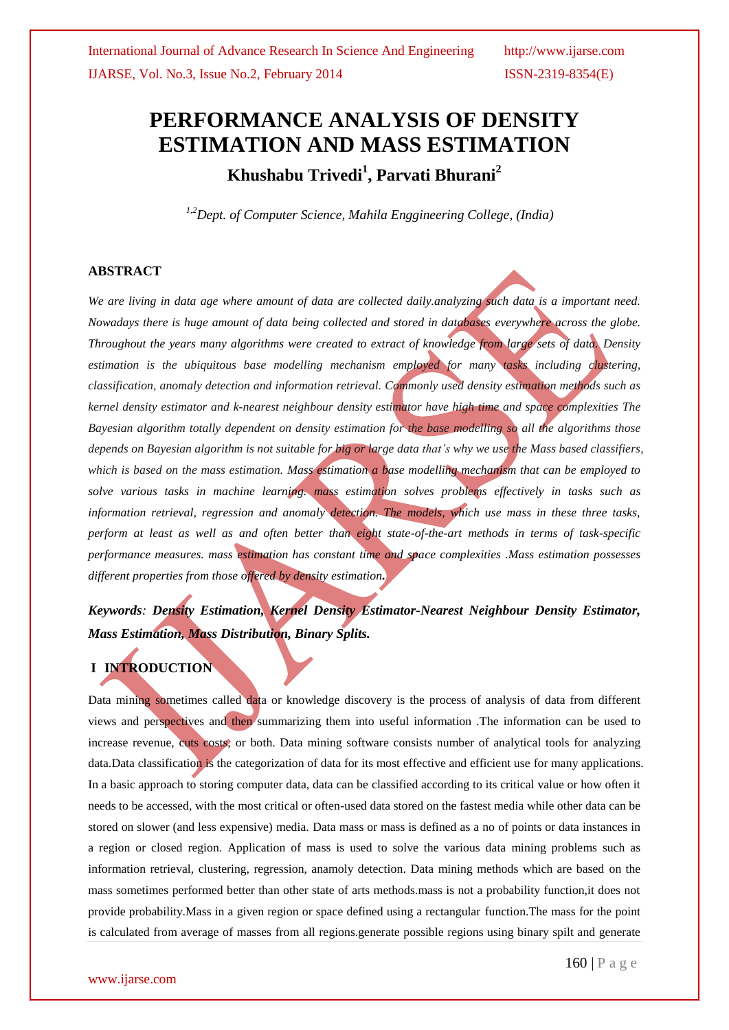# PERFORMANCE ANALYSIS OF DENSITY ESTIMATION AND MASS ESTIMATION

**Khushabu Trivedi[1], Parvati Bhurani[2]**

*[1,2]Dept. of Computer Science, Mahila Enggineering College, (India)*

## ABSTRACT

*We are living in data age where amount of data are collected daily.analyzing such data is a important need. Nowadays there is huge amount of data being collected and stored in databases everywhere across the globe. Throughout the years many algorithms were created to extract of knowledge from large sets of data. Density estimation is the ubiquitous base modelling mechanism employed for many tasks including clustering, classification, anomaly detection and information retrieval. Commonly used density estimation methods such as kernel density estimator and k-nearest neighbour density estimator have high time and space complexities The Bayesian algorithm totally dependent on density estimation for the base modelling so all the algorithms those depends on Bayesian algorithm is not suitable for big or large data that's why we use the Mass based classifiers, which is based on the mass estimation. Mass estimation a base modelling mechanism that can be employed to solve various tasks in machine learning. mass estimation solves problems effectively in tasks such as information retrieval, regression and anomaly detection. The models, which use mass in these three tasks, perform at least as well as and often better than eight state-of-the-art methods in terms of task-specific performance measures. mass estimation has constant time and space complexities .Mass estimation possesses different properties from those offered by density estimation.*

***Keywords**: Density Estimation, Kernel Density Estimator-Nearest Neighbour Density Estimator, Mass Estimation, Mass Distribution, Binary Splits.*

## I INTRODUCTION

Data mining sometimes called data or knowledge discovery is the process of analysis of data from different views and perspectives and then summarizing them into useful information .The information can be used to increase revenue, cuts costs, or both. Data mining software consists number of analytical tools for analyzing data.Data classification is the categorization of data for its most effective and efficient use for many applications. In a basic approach to storing computer data, data can be classified according to its critical value or how often it needs to be accessed, with the most critical or often-used data stored on the fastest media while other data can be stored on slower (and less expensive) media. Data mass or mass is defined as a no of points or data instances in a region or closed region. Application of mass is used to solve the various data mining problems such as information retrieval, clustering, regression, anamoly detection. Data mining methods which are based on the mass sometimes performed better than other state of arts methods.mass is not a probability function,it does not provide probability.Mass in a given region or space defined using a rectangular function.The mass for the point is calculated from average of masses from all regions.generate possible regions using binary spilt and generate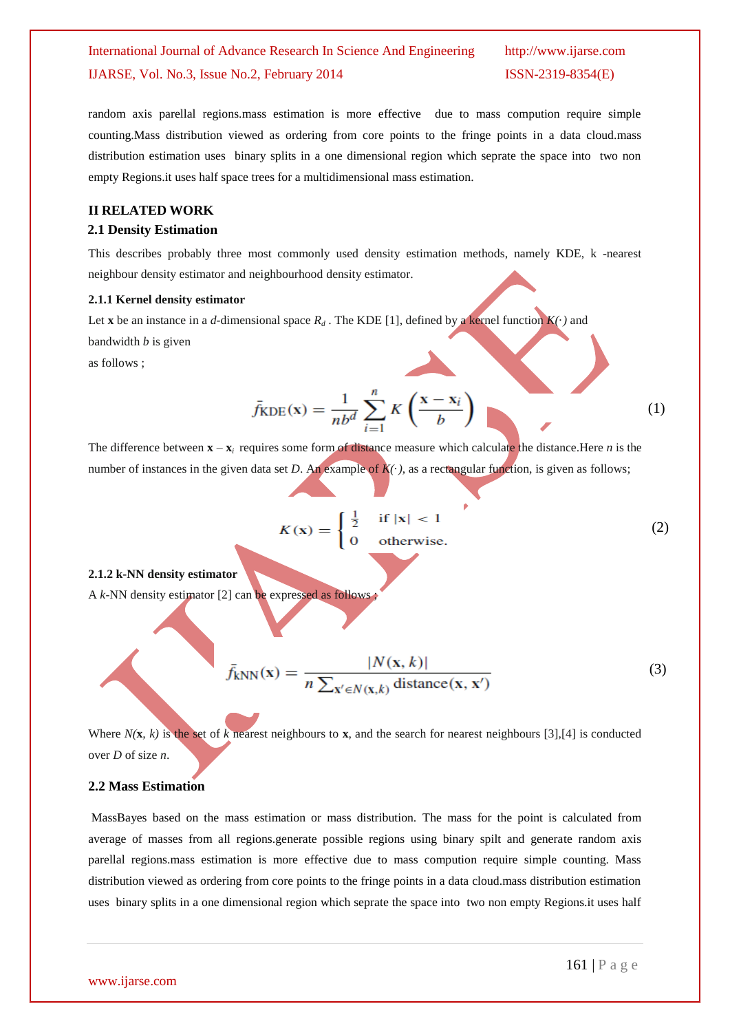random axis parellal regions.mass estimation is more effective due to mass compution require simple counting.Mass distribution viewed as ordering from core points to the fringe points in a data cloud.mass distribution estimation uses binary splits in a one dimensional region which seprate the space into two non empty Regions.it uses half space trees for a multidimensional mass estimation.

## II RELATED WORK

### 2.1 Density Estimation

This describes probably three most commonly used density estimation methods, namely KDE, k -nearest neighbour density estimator and neighbourhood density estimator.

#### 2.1.1 Kernel density estimator

Let **x** be an instance in a *d*-dimensional space $R_d$ . The KDE [1], defined by a kernel function $K(\cdot)$ and bandwidth *b* is given as follows ;

$$\bar{f}_{\text{KDE}}(\mathbf{x}) = \frac{1}{nb^d}\sum_{i=1}^{n} K\left(\frac{\mathbf{x}-\mathbf{x}_i}{b}\right) \tag{1}$$

The difference between $\mathbf{x} - \mathbf{x}_i$ requires some form of distance measure which calculate the distance.Here *n* is the number of instances in the given data set *D*. An example of $K(\cdot)$, as a rectangular function, is given as follows;

$$K(\mathbf{x}) = \begin{cases} \frac{1}{2} & \text{if } |\mathbf{x}| < 1 \\ 0 & \text{otherwise.} \end{cases} \tag{2}$$

#### 2.1.2 k-NN density estimator

A *k*-NN density estimator [2] can be expressed as follows ;

$$\bar{f}_{\text{kNN}}(\mathbf{x}) = \frac{|N(\mathbf{x},k)|}{n\sum_{\mathbf{x}'\in N(\mathbf{x},k)} \text{distance}(\mathbf{x},\mathbf{x}')} \tag{3}$$

Where $N(\mathbf{x}, k)$ is the set of *k* nearest neighbours to **x**, and the search for nearest neighbours [3],[4] is conducted over *D* of size *n*.

### 2.2 Mass Estimation

MassBayes based on the mass estimation or mass distribution. The mass for the point is calculated from average of masses from all regions.generate possible regions using binary spilt and generate random axis parellal regions.mass estimation is more effective due to mass compution require simple counting. Mass distribution viewed as ordering from core points to the fringe points in a data cloud.mass distribution estimation uses binary splits in a one dimensional region which seprate the space into two non empty Regions.it uses half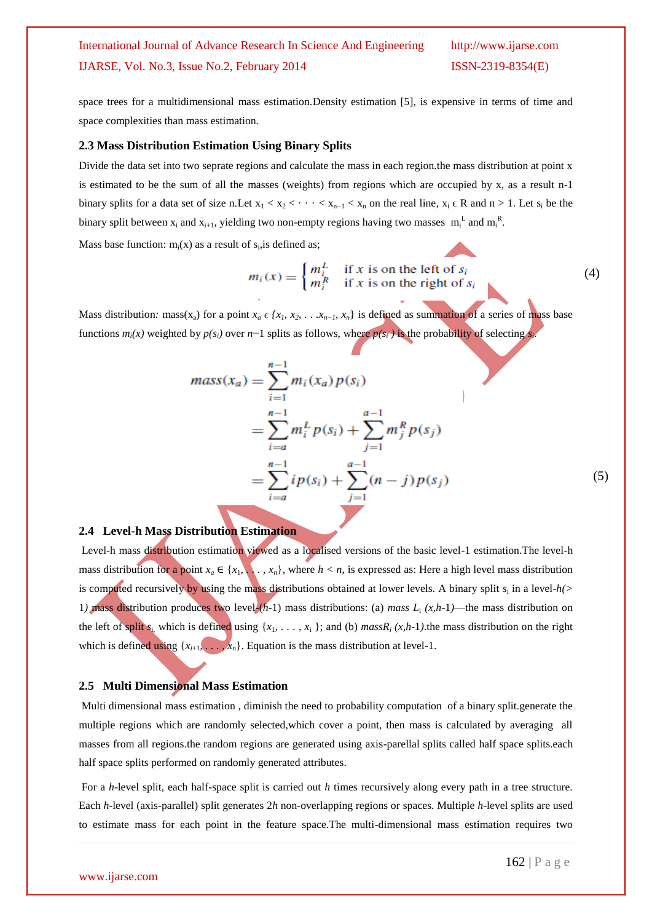space trees for a multidimensional mass estimation.Density estimation [5], is expensive in terms of time and space complexities than mass estimation.

### 2.3 Mass Distribution Estimation Using Binary Splits

Divide the data set into two seprate regions and calculate the mass in each region.the mass distribution at point x is estimated to be the sum of all the masses (weights) from regions which are occupied by x, as a result n-1 binary splits for a data set of size n.Let $x_1 < x_2 < \cdots < x_{n-1} < x_n$ on the real line, $x_i \epsilon$ R and n > 1. Let $s_i$ be the binary split between $x_i$ and $x_{i+1}$, yielding two non-empty regions having two masses $m_i^L$ and $m_i^R$.

Mass base function: $m_i(x)$ as a result of $s_i$,is defined as;

$$m_i(x) = \begin{cases} m_i^L & \text{if } x \text{ is on the left of } s_i \\ m_i^R & \text{if } x \text{ is on the right of } s_i \end{cases} \quad (4)$$

Mass distribution*:* mass($x_a$) for a point $x_a \epsilon \{x_1, x_2, \ldots x_{n-1}, x_n\}$ is defined as summation of a series of mass base functions $m_i(x)$ weighted by $p(s_i)$ over $n-1$ splits as follows, where $p(s_i)$ is the probability of selecting $s_i$.

$$\begin{aligned} mass(x_a) &= \sum_{i=1}^{n-1} m_i(x_a)\, p(s_i) \\ &= \sum_{i=a}^{n-1} m_i^L\, p(s_i) + \sum_{j=1}^{a-1} m_j^R\, p(s_j) \\ &= \sum_{i=a}^{n-1} i\,p(s_i) + \sum_{j=1}^{a-1} (n-j)\,p(s_j) \end{aligned} \quad (5)$$

### 2.4 Level-h Mass Distribution Estimation

Level-h mass distribution estimation viewed as a localised versions of the basic level-1 estimation.The level-h mass distribution for a point $x_a \in \{x_1, \ldots, x_n\}$, where $h < n$, is expressed as: Here a high level mass distribution is computed recursively by using the mass distributions obtained at lower levels. A binary split $s_i$ in a level-$h(> 1)$ mass distribution produces two level-$(h$-1) mass distributions: (a) *mass* $L_i$ $(x,h\text{-}1)$—the mass distribution on the left of split $s_i$, which is defined using $\{x_1, \ldots, x_i\}$; and (b) $massR_i$ $(x,h\text{-}1)$.the mass distribution on the right which is defined using $\{x_{i+1}, \ldots, x_n\}$. Equation is the mass distribution at level-1.

### 2.5 Multi Dimensional Mass Estimation

Multi dimensional mass estimation , diminish the need to probability computation of a binary split.generate the multiple regions which are randomly selected,which cover a point, then mass is calculated by averaging all masses from all regions.the random regions are generated using axis-parellal splits called half space splits.each half space splits performed on randomly generated attributes.

For a *h*-level split, each half-space split is carried out *h* times recursively along every path in a tree structure. Each *h*-level (axis-parallel) split generates 2*h* non-overlapping regions or spaces. Multiple *h*-level splits are used to estimate mass for each point in the feature space.The multi-dimensional mass estimation requires two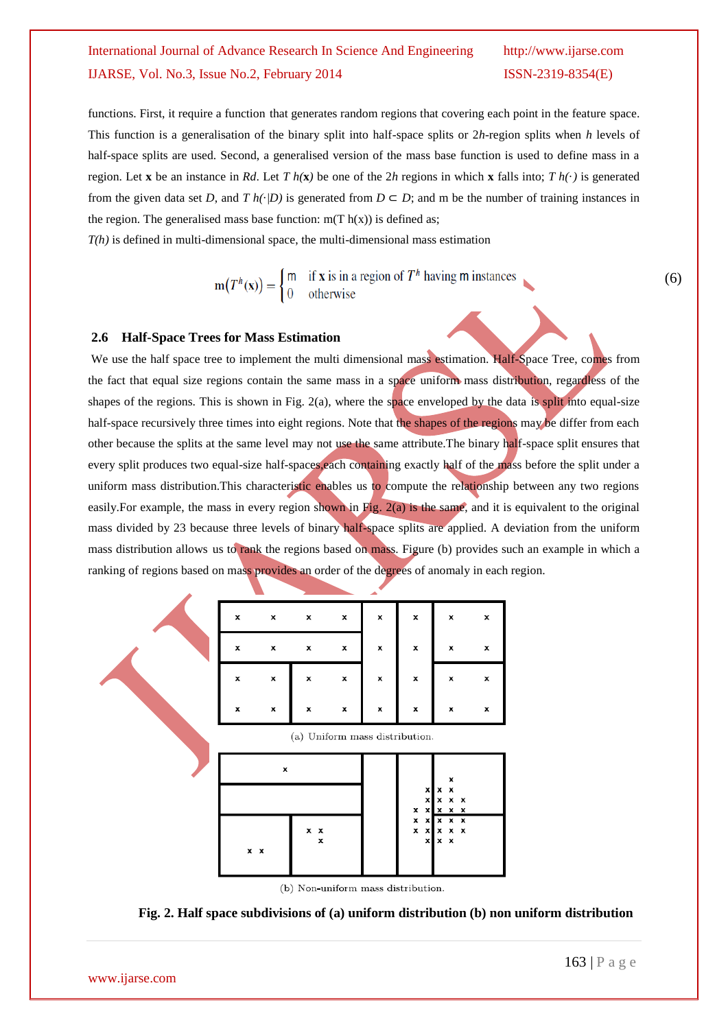functions. First, it require a function that generates random regions that covering each point in the feature space. This function is a generalisation of the binary split into half-space splits or 2*h*-region splits when *h* levels of half-space splits are used. Second, a generalised version of the mass base function is used to define mass in a region. Let **x** be an instance in *Rd*. Let *T h(***x***)* be one of the 2*h* regions in which **x** falls into; *T h(·)* is generated from the given data set *D*, and *T h(·|D)* is generated from *D* ⊂ *D*; and m be the number of training instances in the region. The generalised mass base function: m(T h(x)) is defined as;

*T(h)* is defined in multi-dimensional space, the multi-dimensional mass estimation

$$\mathrm{m}\left(T^{h}(\mathbf{x})\right)=\begin{cases}\mathrm{m} & \text{if } \mathbf{x} \text{ is in a region of } T^{h} \text{ having m instances}\\ 0 & \text{otherwise}\end{cases} \tag{6}$$

### 2.6 Half-Space Trees for Mass Estimation

We use the half space tree to implement the multi dimensional mass estimation. Half-Space Tree, comes from the fact that equal size regions contain the same mass in a space uniform mass distribution, regardless of the shapes of the regions. This is shown in Fig. 2(a), where the space enveloped by the data is split into equal-size half-space recursively three times into eight regions. Note that the shapes of the regions may be differ from each other because the splits at the same level may not use the same attribute.The binary half-space split ensures that every split produces two equal-size half-spaces,each containing exactly half of the mass before the split under a uniform mass distribution.This characteristic enables us to compute the relationship between any two regions easily.For example, the mass in every region shown in Fig. 2(a) is the same, and it is equivalent to the original mass divided by 23 because three levels of binary half-space splits are applied. A deviation from the uniform mass distribution allows us to rank the regions based on mass. Figure (b) provides such an example in which a ranking of regions based on mass provides an order of the degrees of anomaly in each region.

(a) Uniform mass distribution.

(b) Non-uniform mass distribution.

**Fig. 2. Half space subdivisions of (a) uniform distribution (b) non uniform distribution**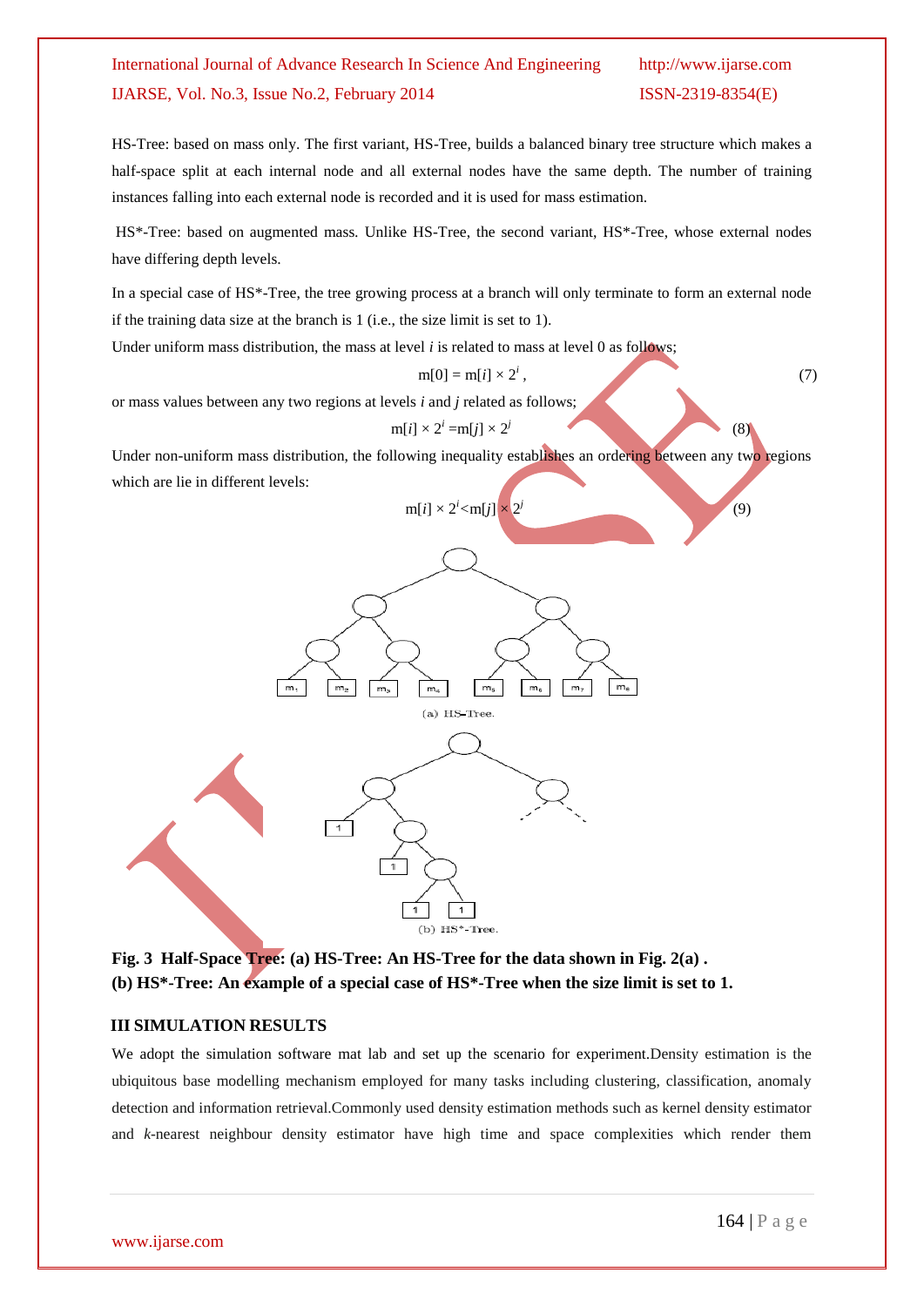HS-Tree: based on mass only. The first variant, HS-Tree, builds a balanced binary tree structure which makes a half-space split at each internal node and all external nodes have the same depth. The number of training instances falling into each external node is recorded and it is used for mass estimation.

HS*-Tree: based on augmented mass. Unlike HS-Tree, the second variant, HS*-Tree, whose external nodes have differing depth levels.

In a special case of HS*-Tree, the tree growing process at a branch will only terminate to form an external node if the training data size at the branch is 1 (i.e., the size limit is set to 1).

Under uniform mass distribution, the mass at level *i* is related to mass at level 0 as follows;

$$m[0] = m[i] \times 2^{i}, \tag{7}$$

or mass values between any two regions at levels *i* and *j* related as follows;

$$m[i] \times 2^{i} = m[j] \times 2^{j} \tag{8}$$

Under non-uniform mass distribution, the following inequality establishes an ordering between any two regions which are lie in different levels:

$$m[i] \times 2^{i} < m[j] \times 2^{j} \tag{9}$$

(a) HS-Tree.

(b) HS*-Tree.

**Fig. 3 Half-Space Tree: (a) HS-Tree: An HS-Tree for the data shown in Fig. 2(a) .**
**(b) HS*-Tree: An example of a special case of HS*-Tree when the size limit is set to 1.**

## III SIMULATION RESULTS

We adopt the simulation software mat lab and set up the scenario for experiment.Density estimation is the ubiquitous base modelling mechanism employed for many tasks including clustering, classification, anomaly detection and information retrieval.Commonly used density estimation methods such as kernel density estimator and *k*-nearest neighbour density estimator have high time and space complexities which render them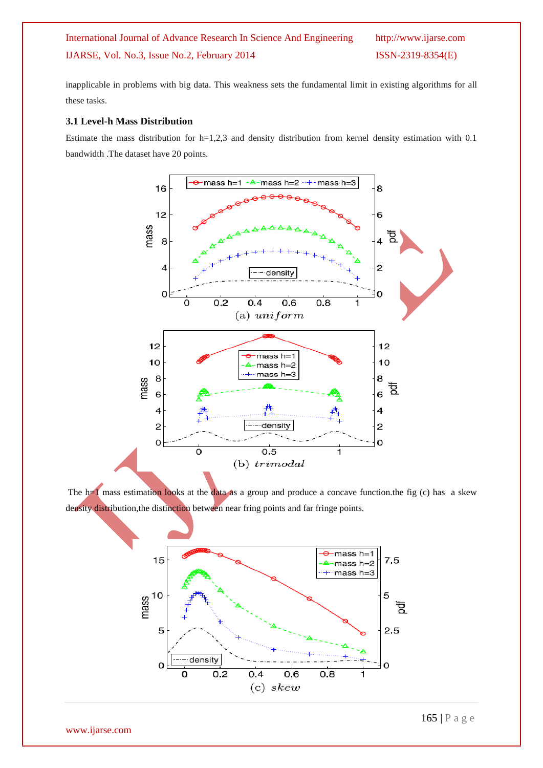inapplicable in problems with big data. This weakness sets the fundamental limit in existing algorithms for all these tasks.

### 3.1 Level-h Mass Distribution

Estimate the mass distribution for h=1,2,3 and density distribution from kernel density estimation with 0.1 bandwidth .The dataset have 20 points.

(a) *uniform*

(b) *trimodal*

The h=1 mass estimation looks at the data as a group and produce a concave function.the fig (c) has a skew density distribution,the distinction between near fring points and far fringe points.

(c) *skew*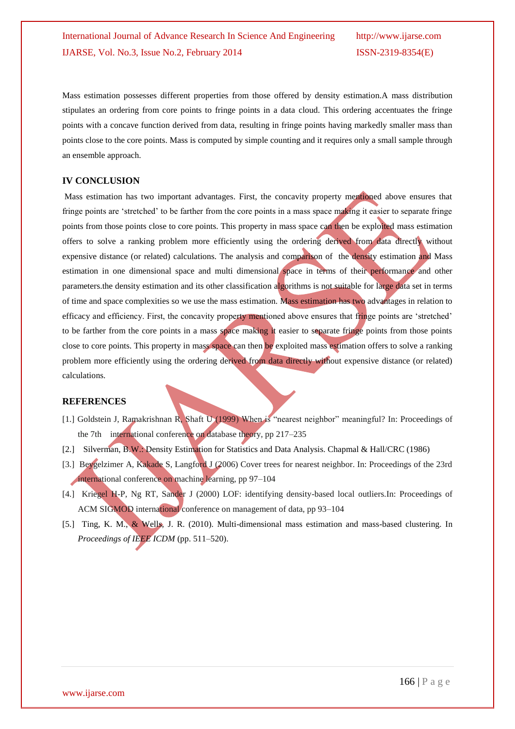Mass estimation possesses different properties from those offered by density estimation.A mass distribution stipulates an ordering from core points to fringe points in a data cloud. This ordering accentuates the fringe points with a concave function derived from data, resulting in fringe points having markedly smaller mass than points close to the core points. Mass is computed by simple counting and it requires only a small sample through an ensemble approach.

## IV CONCLUSION

Mass estimation has two important advantages. First, the concavity property mentioned above ensures that fringe points are 'stretched' to be farther from the core points in a mass space making it easier to separate fringe points from those points close to core points. This property in mass space can then be exploited mass estimation offers to solve a ranking problem more efficiently using the ordering derived from data directly without expensive distance (or related) calculations. The analysis and comparison of the density estimation and Mass estimation in one dimensional space and multi dimensional space in terms of their performance and other parameters.the density estimation and its other classification algorithms is not suitable for large data set in terms of time and space complexities so we use the mass estimation. Mass estimation has two advantages in relation to efficacy and efficiency. First, the concavity property mentioned above ensures that fringe points are 'stretched' to be farther from the core points in a mass space making it easier to separate fringe points from those points close to core points. This property in mass space can then be exploited mass estimation offers to solve a ranking problem more efficiently using the ordering derived from data directly without expensive distance (or related) calculations.

## REFERENCES

[1.] Goldstein J, Ramakrishnan R, Shaft U (1999) When is "nearest neighbor" meaningful? In: Proceedings of the 7th international conference on database theory, pp 217–235

[2.] Silverman, B.W.: Density Estimation for Statistics and Data Analysis. Chapmal & Hall/CRC (1986)

[3.] Beygelzimer A, Kakade S, Langford J (2006) Cover trees for nearest neighbor. In: Proceedings of the 23rd international conference on machine learning, pp 97–104

[4.] Kriegel H-P, Ng RT, Sander J (2000) LOF: identifying density-based local outliers.In: Proceedings of ACM SIGMOD international conference on management of data, pp 93–104

[5.] Ting, K. M., & Wells, J. R. (2010). Multi-dimensional mass estimation and mass-based clustering. In *Proceedings of IEEE ICDM* (pp. 511–520).